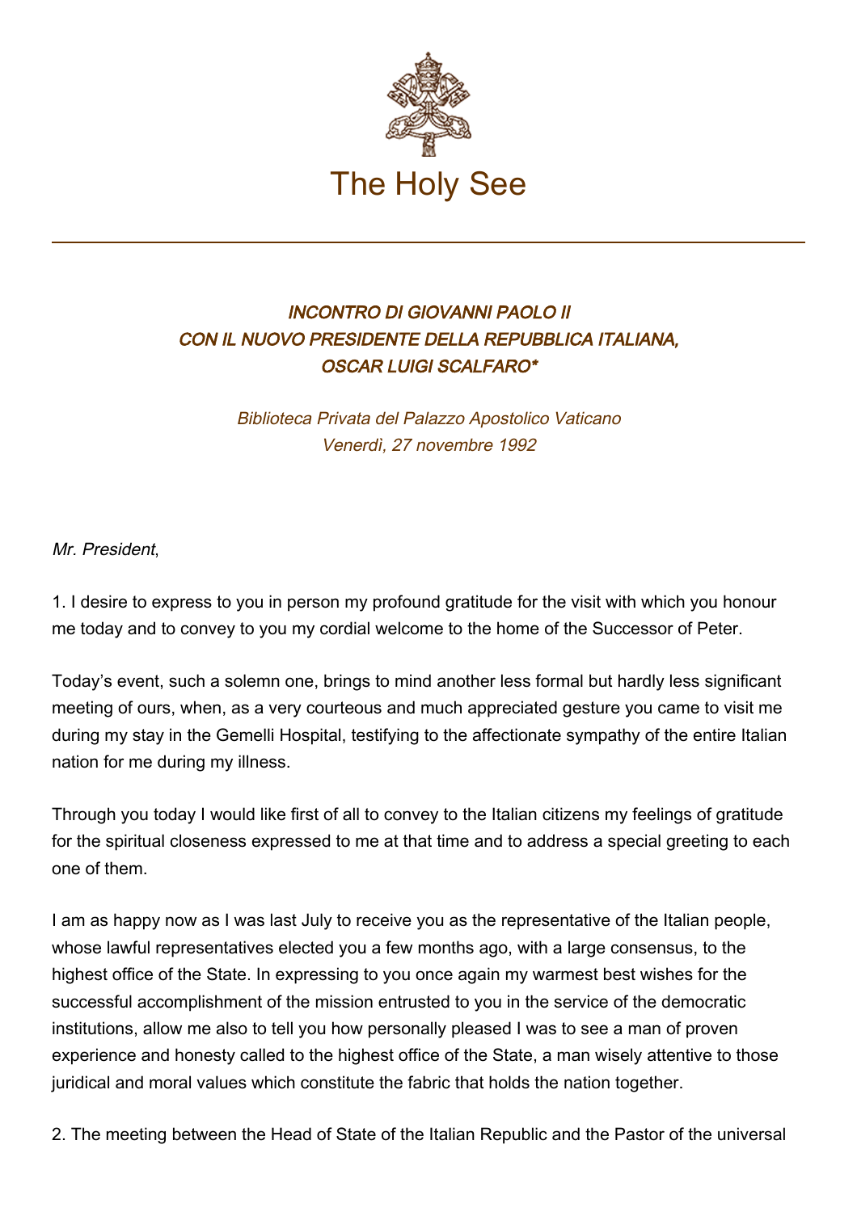# The Holy See

### *INCONTRO DI GIOVANNI PAOLO II CON IL NUOVO PRESIDENTE DELLA REPUBBLICA ITALIANA, OSCAR LUIGI SCALFARO**

*Biblioteca Privata del Palazzo Apostolico Vaticano*
*Venerdì, 27 novembre 1992*

*Mr. President*,

1. I desire to express to you in person my profound gratitude for the visit with which you honour me today and to convey to you my cordial welcome to the home of the Successor of Peter.

Today's event, such a solemn one, brings to mind another less formal but hardly less significant meeting of ours, when, as a very courteous and much appreciated gesture you came to visit me during my stay in the Gemelli Hospital, testifying to the affectionate sympathy of the entire Italian nation for me during my illness.

Through you today I would like first of all to convey to the Italian citizens my feelings of gratitude for the spiritual closeness expressed to me at that time and to address a special greeting to each one of them.

I am as happy now as I was last July to receive you as the representative of the Italian people, whose lawful representatives elected you a few months ago, with a large consensus, to the highest office of the State. In expressing to you once again my warmest best wishes for the successful accomplishment of the mission entrusted to you in the service of the democratic institutions, allow me also to tell you how personally pleased I was to see a man of proven experience and honesty called to the highest office of the State, a man wisely attentive to those juridical and moral values which constitute the fabric that holds the nation together.

2. The meeting between the Head of State of the Italian Republic and the Pastor of the universal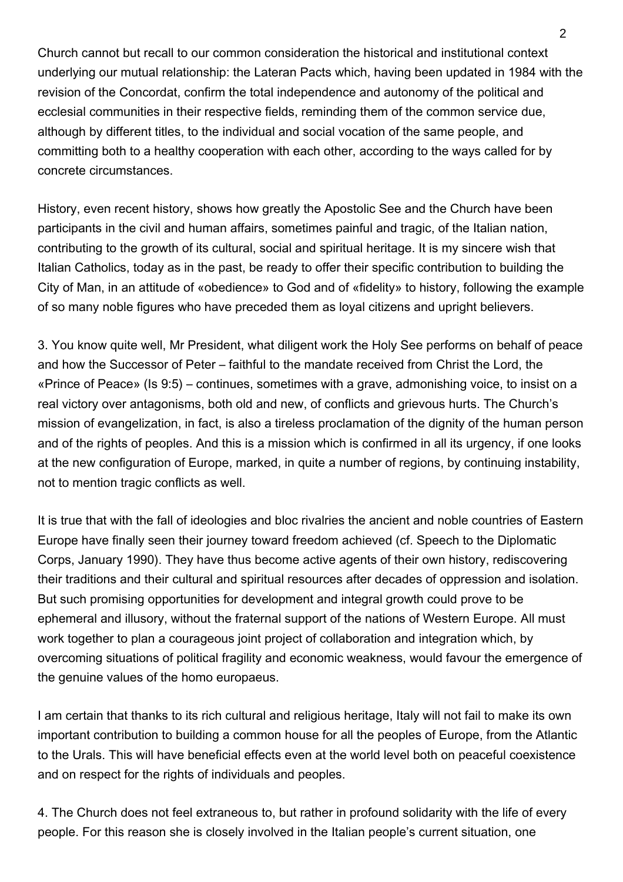Church cannot but recall to our common consideration the historical and institutional context underlying our mutual relationship: the Lateran Pacts which, having been updated in 1984 with the revision of the Concordat, confirm the total independence and autonomy of the political and ecclesial communities in their respective fields, reminding them of the common service due, although by different titles, to the individual and social vocation of the same people, and committing both to a healthy cooperation with each other, according to the ways called for by concrete circumstances.

History, even recent history, shows how greatly the Apostolic See and the Church have been participants in the civil and human affairs, sometimes painful and tragic, of the Italian nation, contributing to the growth of its cultural, social and spiritual heritage. It is my sincere wish that Italian Catholics, today as in the past, be ready to offer their specific contribution to building the City of Man, in an attitude of «obedience» to God and of «fidelity» to history, following the example of so many noble figures who have preceded them as loyal citizens and upright believers.

3. You know quite well, Mr President, what diligent work the Holy See performs on behalf of peace and how the Successor of Peter – faithful to the mandate received from Christ the Lord, the «Prince of Peace» (Is 9:5) – continues, sometimes with a grave, admonishing voice, to insist on a real victory over antagonisms, both old and new, of conflicts and grievous hurts. The Church's mission of evangelization, in fact, is also a tireless proclamation of the dignity of the human person and of the rights of peoples. And this is a mission which is confirmed in all its urgency, if one looks at the new configuration of Europe, marked, in quite a number of regions, by continuing instability, not to mention tragic conflicts as well.

It is true that with the fall of ideologies and bloc rivalries the ancient and noble countries of Eastern Europe have finally seen their journey toward freedom achieved (cf. Speech to the Diplomatic Corps, January 1990). They have thus become active agents of their own history, rediscovering their traditions and their cultural and spiritual resources after decades of oppression and isolation. But such promising opportunities for development and integral growth could prove to be ephemeral and illusory, without the fraternal support of the nations of Western Europe. All must work together to plan a courageous joint project of collaboration and integration which, by overcoming situations of political fragility and economic weakness, would favour the emergence of the genuine values of the homo europaeus.

I am certain that thanks to its rich cultural and religious heritage, Italy will not fail to make its own important contribution to building a common house for all the peoples of Europe, from the Atlantic to the Urals. This will have beneficial effects even at the world level both on peaceful coexistence and on respect for the rights of individuals and peoples.

4. The Church does not feel extraneous to, but rather in profound solidarity with the life of every people. For this reason she is closely involved in the Italian people's current situation, one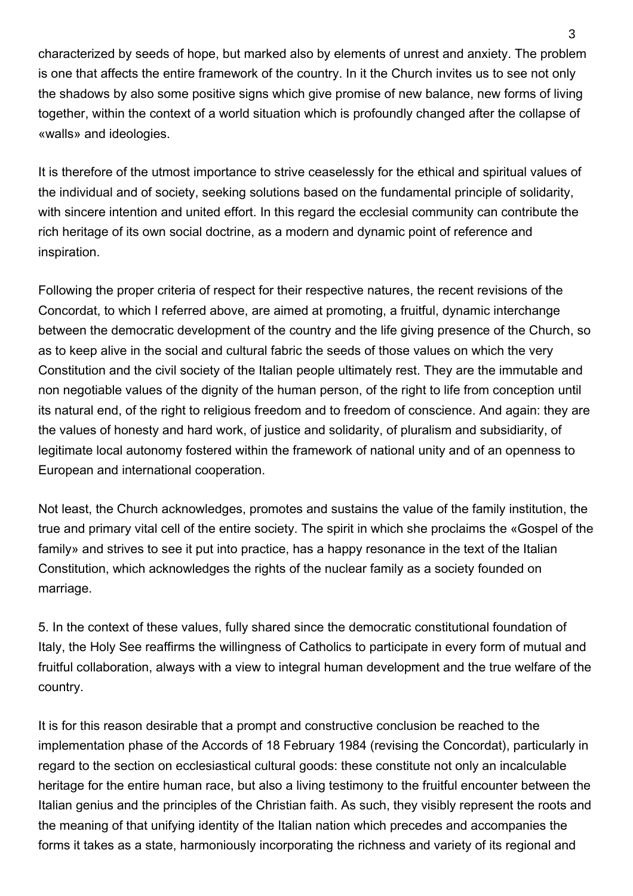characterized by seeds of hope, but marked also by elements of unrest and anxiety. The problem is one that affects the entire framework of the country. In it the Church invites us to see not only the shadows by also some positive signs which give promise of new balance, new forms of living together, within the context of a world situation which is profoundly changed after the collapse of «walls» and ideologies.

It is therefore of the utmost importance to strive ceaselessly for the ethical and spiritual values of the individual and of society, seeking solutions based on the fundamental principle of solidarity, with sincere intention and united effort. In this regard the ecclesial community can contribute the rich heritage of its own social doctrine, as a modern and dynamic point of reference and inspiration.

Following the proper criteria of respect for their respective natures, the recent revisions of the Concordat, to which I referred above, are aimed at promoting, a fruitful, dynamic interchange between the democratic development of the country and the life giving presence of the Church, so as to keep alive in the social and cultural fabric the seeds of those values on which the very Constitution and the civil society of the Italian people ultimately rest. They are the immutable and non negotiable values of the dignity of the human person, of the right to life from conception until its natural end, of the right to religious freedom and to freedom of conscience. And again: they are the values of honesty and hard work, of justice and solidarity, of pluralism and subsidiarity, of legitimate local autonomy fostered within the framework of national unity and of an openness to European and international cooperation.

Not least, the Church acknowledges, promotes and sustains the value of the family institution, the true and primary vital cell of the entire society. The spirit in which she proclaims the «Gospel of the family» and strives to see it put into practice, has a happy resonance in the text of the Italian Constitution, which acknowledges the rights of the nuclear family as a society founded on marriage.

5. In the context of these values, fully shared since the democratic constitutional foundation of Italy, the Holy See reaffirms the willingness of Catholics to participate in every form of mutual and fruitful collaboration, always with a view to integral human development and the true welfare of the country.

It is for this reason desirable that a prompt and constructive conclusion be reached to the implementation phase of the Accords of 18 February 1984 (revising the Concordat), particularly in regard to the section on ecclesiastical cultural goods: these constitute not only an incalculable heritage for the entire human race, but also a living testimony to the fruitful encounter between the Italian genius and the principles of the Christian faith. As such, they visibly represent the roots and the meaning of that unifying identity of the Italian nation which precedes and accompanies the forms it takes as a state, harmoniously incorporating the richness and variety of its regional and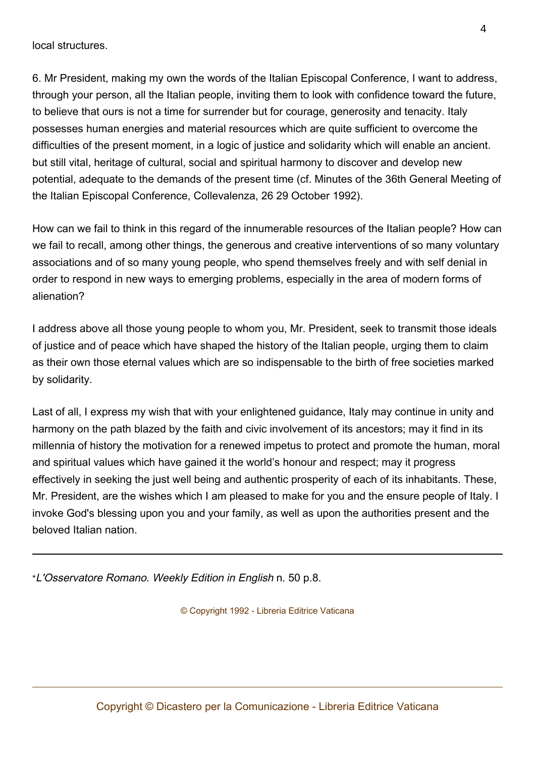local structures.

6. Mr President, making my own the words of the Italian Episcopal Conference, I want to address, through your person, all the Italian people, inviting them to look with confidence toward the future, to believe that ours is not a time for surrender but for courage, generosity and tenacity. Italy possesses human energies and material resources which are quite sufficient to overcome the difficulties of the present moment, in a logic of justice and solidarity which will enable an ancient. but still vital, heritage of cultural, social and spiritual harmony to discover and develop new potential, adequate to the demands of the present time (cf. Minutes of the 36th General Meeting of the Italian Episcopal Conference, Collevalenza, 26 29 October 1992).

How can we fail to think in this regard of the innumerable resources of the Italian people? How can we fail to recall, among other things, the generous and creative interventions of so many voluntary associations and of so many young people, who spend themselves freely and with self denial in order to respond in new ways to emerging problems, especially in the area of modern forms of alienation?

I address above all those young people to whom you, Mr. President, seek to transmit those ideals of justice and of peace which have shaped the history of the Italian people, urging them to claim as their own those eternal values which are so indispensable to the birth of free societies marked by solidarity.

Last of all, I express my wish that with your enlightened guidance, Italy may continue in unity and harmony on the path blazed by the faith and civic involvement of its ancestors; may it find in its millennia of history the motivation for a renewed impetus to protect and promote the human, moral and spiritual values which have gained it the world's honour and respect; may it progress effectively in seeking the just well being and authentic prosperity of each of its inhabitants. These, Mr. President, are the wishes which I am pleased to make for you and the ensure people of Italy. I invoke God's blessing upon you and your family, as well as upon the authorities present and the beloved Italian nation.

---

*\*L'Osservatore Romano. Weekly Edition in English* n. 50 p.8.

© Copyright 1992 - Libreria Editrice Vaticana

Copyright © Dicastero per la Comunicazione - Libreria Editrice Vaticana